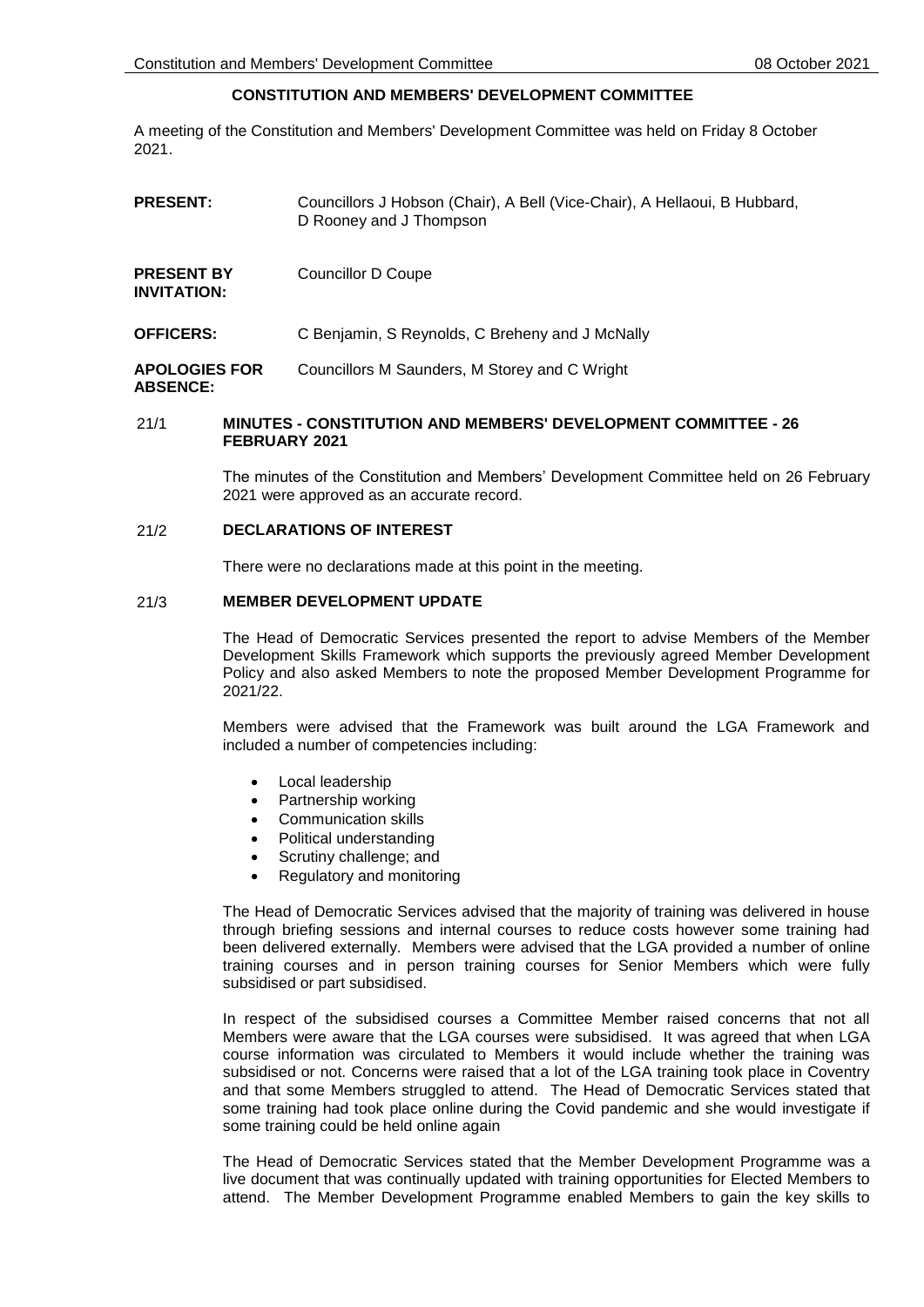# CONSTITUTION AND MEMBERS' DEVELOPMENT COMMITTEE

A meeting of the Constitution and Members' Development Committee was held on Friday 8 October 2021.

**PRESENT:** Councillors J Hobson (Chair), A Bell (Vice-Chair), A Hellaoui, B Hubbard, D Rooney and J Thompson

**PRESENT BY INVITATION:** Councillor D Coupe

**OFFICERS:** C Benjamin, S Reynolds, C Breheny and J McNally

**APOLOGIES FOR ABSENCE:** Councillors M Saunders, M Storey and C Wright

## 21/1 MINUTES - CONSTITUTION AND MEMBERS' DEVELOPMENT COMMITTEE - 26 FEBRUARY 2021

The minutes of the Constitution and Members' Development Committee held on 26 February 2021 were approved as an accurate record.

## 21/2 DECLARATIONS OF INTEREST

There were no declarations made at this point in the meeting.

## 21/3 MEMBER DEVELOPMENT UPDATE

The Head of Democratic Services presented the report to advise Members of the Member Development Skills Framework which supports the previously agreed Member Development Policy and also asked Members to note the proposed Member Development Programme for 2021/22.

Members were advised that the Framework was built around the LGA Framework and included a number of competencies including:

- Local leadership
- Partnership working
- Communication skills
- Political understanding
- Scrutiny challenge; and
- Regulatory and monitoring

The Head of Democratic Services advised that the majority of training was delivered in house through briefing sessions and internal courses to reduce costs however some training had been delivered externally. Members were advised that the LGA provided a number of online training courses and in person training courses for Senior Members which were fully subsidised or part subsidised.

In respect of the subsidised courses a Committee Member raised concerns that not all Members were aware that the LGA courses were subsidised. It was agreed that when LGA course information was circulated to Members it would include whether the training was subsidised or not. Concerns were raised that a lot of the LGA training took place in Coventry and that some Members struggled to attend. The Head of Democratic Services stated that some training had took place online during the Covid pandemic and she would investigate if some training could be held online again

The Head of Democratic Services stated that the Member Development Programme was a live document that was continually updated with training opportunities for Elected Members to attend. The Member Development Programme enabled Members to gain the key skills to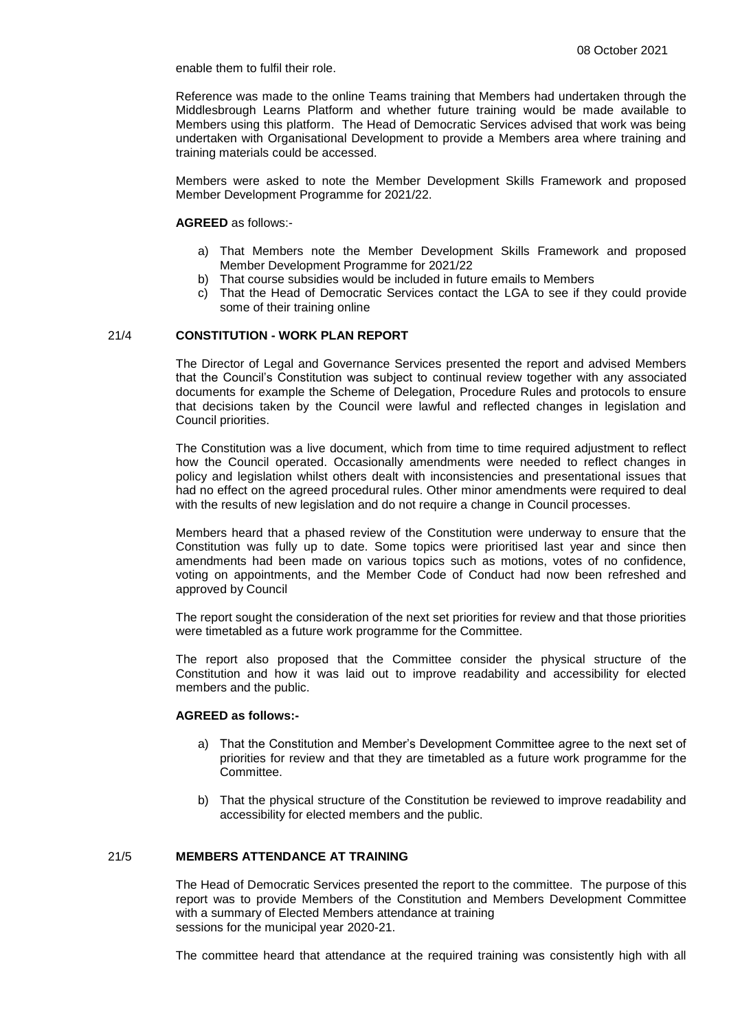enable them to fulfil their role.

Reference was made to the online Teams training that Members had undertaken through the Middlesbrough Learns Platform and whether future training would be made available to Members using this platform. The Head of Democratic Services advised that work was being undertaken with Organisational Development to provide a Members area where training and training materials could be accessed.

Members were asked to note the Member Development Skills Framework and proposed Member Development Programme for 2021/22.

**AGREED** as follows:-

a) That Members note the Member Development Skills Framework and proposed Member Development Programme for 2021/22
b) That course subsidies would be included in future emails to Members
c) That the Head of Democratic Services contact the LGA to see if they could provide some of their training online

## 21/4 CONSTITUTION - WORK PLAN REPORT

The Director of Legal and Governance Services presented the report and advised Members that the Council's Constitution was subject to continual review together with any associated documents for example the Scheme of Delegation, Procedure Rules and protocols to ensure that decisions taken by the Council were lawful and reflected changes in legislation and Council priorities.

The Constitution was a live document, which from time to time required adjustment to reflect how the Council operated. Occasionally amendments were needed to reflect changes in policy and legislation whilst others dealt with inconsistencies and presentational issues that had no effect on the agreed procedural rules. Other minor amendments were required to deal with the results of new legislation and do not require a change in Council processes.

Members heard that a phased review of the Constitution were underway to ensure that the Constitution was fully up to date. Some topics were prioritised last year and since then amendments had been made on various topics such as motions, votes of no confidence, voting on appointments, and the Member Code of Conduct had now been refreshed and approved by Council

The report sought the consideration of the next set priorities for review and that those priorities were timetabled as a future work programme for the Committee.

The report also proposed that the Committee consider the physical structure of the Constitution and how it was laid out to improve readability and accessibility for elected members and the public.

**AGREED as follows:-**

a) That the Constitution and Member's Development Committee agree to the next set of priorities for review and that they are timetabled as a future work programme for the Committee.

b) That the physical structure of the Constitution be reviewed to improve readability and accessibility for elected members and the public.

## 21/5 MEMBERS ATTENDANCE AT TRAINING

The Head of Democratic Services presented the report to the committee. The purpose of this report was to provide Members of the Constitution and Members Development Committee with a summary of Elected Members attendance at training sessions for the municipal year 2020-21.

The committee heard that attendance at the required training was consistently high with all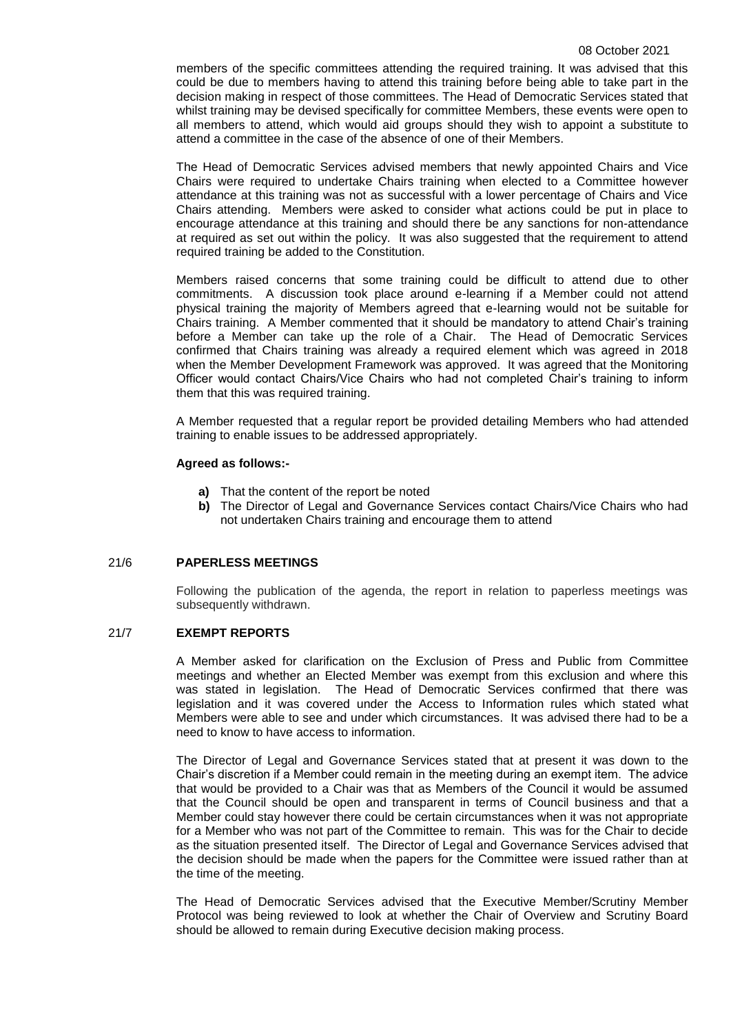members of the specific committees attending the required training. It was advised that this could be due to members having to attend this training before being able to take part in the decision making in respect of those committees. The Head of Democratic Services stated that whilst training may be devised specifically for committee Members, these events were open to all members to attend, which would aid groups should they wish to appoint a substitute to attend a committee in the case of the absence of one of their Members.

The Head of Democratic Services advised members that newly appointed Chairs and Vice Chairs were required to undertake Chairs training when elected to a Committee however attendance at this training was not as successful with a lower percentage of Chairs and Vice Chairs attending. Members were asked to consider what actions could be put in place to encourage attendance at this training and should there be any sanctions for non-attendance at required as set out within the policy. It was also suggested that the requirement to attend required training be added to the Constitution.

Members raised concerns that some training could be difficult to attend due to other commitments. A discussion took place around e-learning if a Member could not attend physical training the majority of Members agreed that e-learning would not be suitable for Chairs training. A Member commented that it should be mandatory to attend Chair's training before a Member can take up the role of a Chair. The Head of Democratic Services confirmed that Chairs training was already a required element which was agreed in 2018 when the Member Development Framework was approved. It was agreed that the Monitoring Officer would contact Chairs/Vice Chairs who had not completed Chair's training to inform them that this was required training.

A Member requested that a regular report be provided detailing Members who had attended training to enable issues to be addressed appropriately.

**Agreed as follows:-**

- **a)** That the content of the report be noted
- **b)** The Director of Legal and Governance Services contact Chairs/Vice Chairs who had not undertaken Chairs training and encourage them to attend

## 21/6 PAPERLESS MEETINGS

Following the publication of the agenda, the report in relation to paperless meetings was subsequently withdrawn.

## 21/7 EXEMPT REPORTS

A Member asked for clarification on the Exclusion of Press and Public from Committee meetings and whether an Elected Member was exempt from this exclusion and where this was stated in legislation. The Head of Democratic Services confirmed that there was legislation and it was covered under the Access to Information rules which stated what Members were able to see and under which circumstances. It was advised there had to be a need to know to have access to information.

The Director of Legal and Governance Services stated that at present it was down to the Chair's discretion if a Member could remain in the meeting during an exempt item. The advice that would be provided to a Chair was that as Members of the Council it would be assumed that the Council should be open and transparent in terms of Council business and that a Member could stay however there could be certain circumstances when it was not appropriate for a Member who was not part of the Committee to remain. This was for the Chair to decide as the situation presented itself. The Director of Legal and Governance Services advised that the decision should be made when the papers for the Committee were issued rather than at the time of the meeting.

The Head of Democratic Services advised that the Executive Member/Scrutiny Member Protocol was being reviewed to look at whether the Chair of Overview and Scrutiny Board should be allowed to remain during Executive decision making process.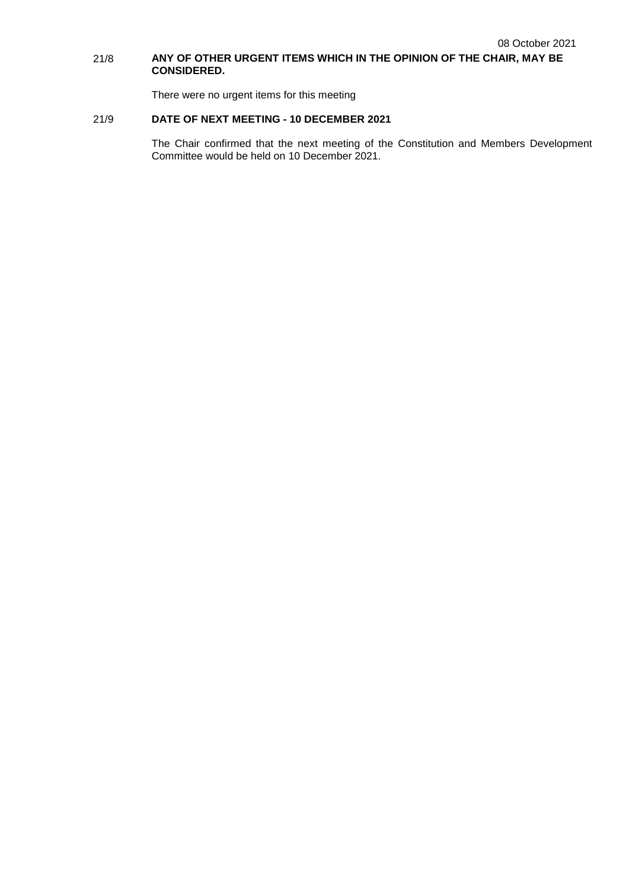21/8 **ANY OF OTHER URGENT ITEMS WHICH IN THE OPINION OF THE CHAIR, MAY BE CONSIDERED.**

There were no urgent items for this meeting

21/9 **DATE OF NEXT MEETING - 10 DECEMBER 2021**

The Chair confirmed that the next meeting of the Constitution and Members Development Committee would be held on 10 December 2021.